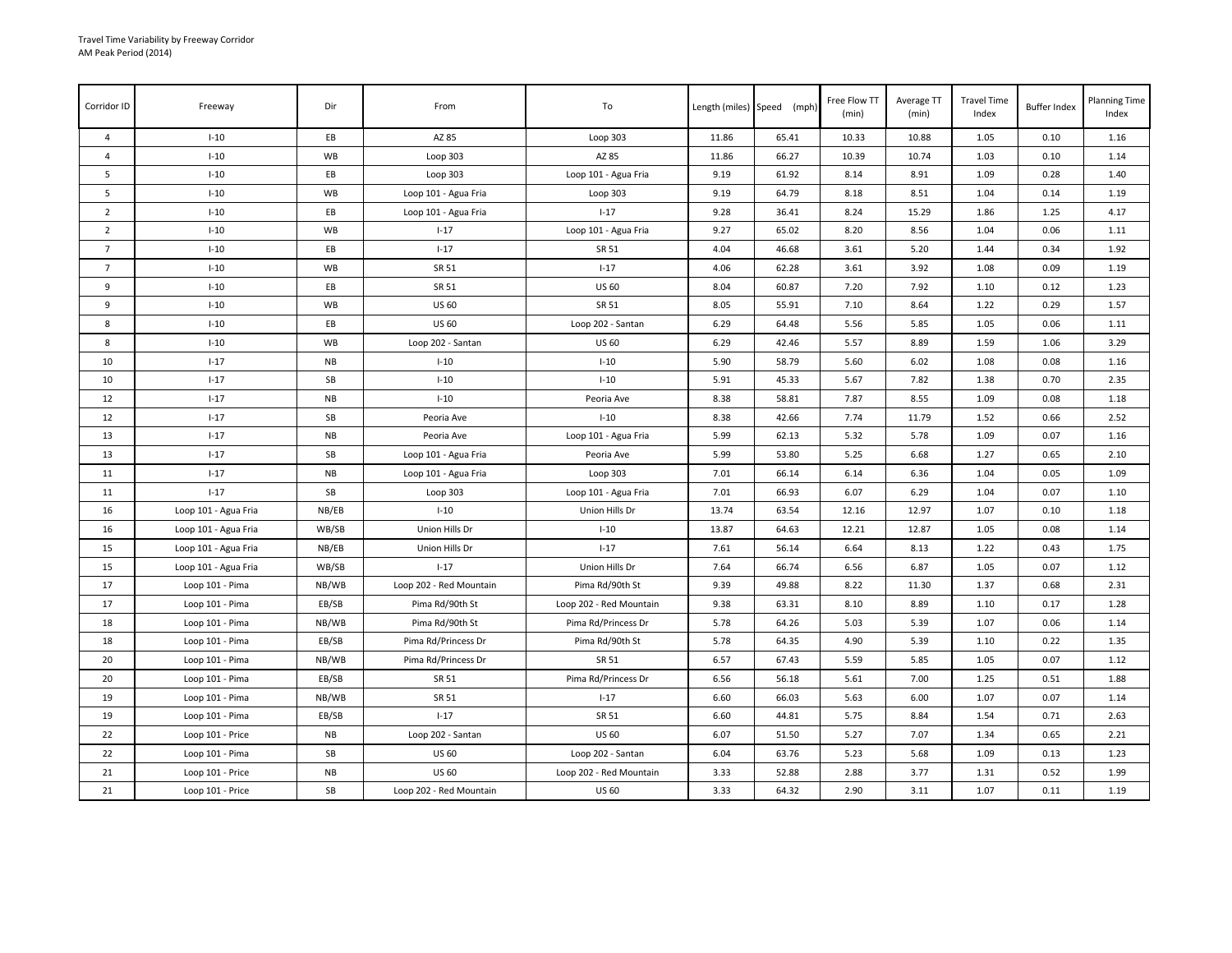Travel Time Variability by Freeway Corridor
AM Peak Period (2014)

| Corridor ID | Freeway | Dir | From | To | Length (miles) | Speed (mph) | Free Flow TT (min) | Average TT (min) | Travel Time Index | Buffer Index | Planning Time Index |
|---|---|---|---|---|---|---|---|---|---|---|---|
| 4 | I-10 | EB | AZ 85 | Loop 303 | 11.86 | 65.41 | 10.33 | 10.88 | 1.05 | 0.10 | 1.16 |
| 4 | I-10 | WB | Loop 303 | AZ 85 | 11.86 | 66.27 | 10.39 | 10.74 | 1.03 | 0.10 | 1.14 |
| 5 | I-10 | EB | Loop 303 | Loop 101 - Agua Fria | 9.19 | 61.92 | 8.14 | 8.91 | 1.09 | 0.28 | 1.40 |
| 5 | I-10 | WB | Loop 101 - Agua Fria | Loop 303 | 9.19 | 64.79 | 8.18 | 8.51 | 1.04 | 0.14 | 1.19 |
| 2 | I-10 | EB | Loop 101 - Agua Fria | I-17 | 9.28 | 36.41 | 8.24 | 15.29 | 1.86 | 1.25 | 4.17 |
| 2 | I-10 | WB | I-17 | Loop 101 - Agua Fria | 9.27 | 65.02 | 8.20 | 8.56 | 1.04 | 0.06 | 1.11 |
| 7 | I-10 | EB | I-17 | SR 51 | 4.04 | 46.68 | 3.61 | 5.20 | 1.44 | 0.34 | 1.92 |
| 7 | I-10 | WB | SR 51 | I-17 | 4.06 | 62.28 | 3.61 | 3.92 | 1.08 | 0.09 | 1.19 |
| 9 | I-10 | EB | SR 51 | US 60 | 8.04 | 60.87 | 7.20 | 7.92 | 1.10 | 0.12 | 1.23 |
| 9 | I-10 | WB | US 60 | SR 51 | 8.05 | 55.91 | 7.10 | 8.64 | 1.22 | 0.29 | 1.57 |
| 8 | I-10 | EB | US 60 | Loop 202 - Santan | 6.29 | 64.48 | 5.56 | 5.85 | 1.05 | 0.06 | 1.11 |
| 8 | I-10 | WB | Loop 202 - Santan | US 60 | 6.29 | 42.46 | 5.57 | 8.89 | 1.59 | 1.06 | 3.29 |
| 10 | I-17 | NB | I-10 | I-10 | 5.90 | 58.79 | 5.60 | 6.02 | 1.08 | 0.08 | 1.16 |
| 10 | I-17 | SB | I-10 | I-10 | 5.91 | 45.33 | 5.67 | 7.82 | 1.38 | 0.70 | 2.35 |
| 12 | I-17 | NB | I-10 | Peoria Ave | 8.38 | 58.81 | 7.87 | 8.55 | 1.09 | 0.08 | 1.18 |
| 12 | I-17 | SB | Peoria Ave | I-10 | 8.38 | 42.66 | 7.74 | 11.79 | 1.52 | 0.66 | 2.52 |
| 13 | I-17 | NB | Peoria Ave | Loop 101 - Agua Fria | 5.99 | 62.13 | 5.32 | 5.78 | 1.09 | 0.07 | 1.16 |
| 13 | I-17 | SB | Loop 101 - Agua Fria | Peoria Ave | 5.99 | 53.80 | 5.25 | 6.68 | 1.27 | 0.65 | 2.10 |
| 11 | I-17 | NB | Loop 101 - Agua Fria | Loop 303 | 7.01 | 66.14 | 6.14 | 6.36 | 1.04 | 0.05 | 1.09 |
| 11 | I-17 | SB | Loop 303 | Loop 101 - Agua Fria | 7.01 | 66.93 | 6.07 | 6.29 | 1.04 | 0.07 | 1.10 |
| 16 | Loop 101 - Agua Fria | NB/EB | I-10 | Union Hills Dr | 13.74 | 63.54 | 12.16 | 12.97 | 1.07 | 0.10 | 1.18 |
| 16 | Loop 101 - Agua Fria | WB/SB | Union Hills Dr | I-10 | 13.87 | 64.63 | 12.21 | 12.87 | 1.05 | 0.08 | 1.14 |
| 15 | Loop 101 - Agua Fria | NB/EB | Union Hills Dr | I-17 | 7.61 | 56.14 | 6.64 | 8.13 | 1.22 | 0.43 | 1.75 |
| 15 | Loop 101 - Agua Fria | WB/SB | I-17 | Union Hills Dr | 7.64 | 66.74 | 6.56 | 6.87 | 1.05 | 0.07 | 1.12 |
| 17 | Loop 101 - Pima | NB/WB | Loop 202 - Red Mountain | Pima Rd/90th St | 9.39 | 49.88 | 8.22 | 11.30 | 1.37 | 0.68 | 2.31 |
| 17 | Loop 101 - Pima | EB/SB | Pima Rd/90th St | Loop 202 - Red Mountain | 9.38 | 63.31 | 8.10 | 8.89 | 1.10 | 0.17 | 1.28 |
| 18 | Loop 101 - Pima | NB/WB | Pima Rd/90th St | Pima Rd/Princess Dr | 5.78 | 64.26 | 5.03 | 5.39 | 1.07 | 0.06 | 1.14 |
| 18 | Loop 101 - Pima | EB/SB | Pima Rd/Princess Dr | Pima Rd/90th St | 5.78 | 64.35 | 4.90 | 5.39 | 1.10 | 0.22 | 1.35 |
| 20 | Loop 101 - Pima | NB/WB | Pima Rd/Princess Dr | SR 51 | 6.57 | 67.43 | 5.59 | 5.85 | 1.05 | 0.07 | 1.12 |
| 20 | Loop 101 - Pima | EB/SB | SR 51 | Pima Rd/Princess Dr | 6.56 | 56.18 | 5.61 | 7.00 | 1.25 | 0.51 | 1.88 |
| 19 | Loop 101 - Pima | NB/WB | SR 51 | I-17 | 6.60 | 66.03 | 5.63 | 6.00 | 1.07 | 0.07 | 1.14 |
| 19 | Loop 101 - Pima | EB/SB | I-17 | SR 51 | 6.60 | 44.81 | 5.75 | 8.84 | 1.54 | 0.71 | 2.63 |
| 22 | Loop 101 - Price | NB | Loop 202 - Santan | US 60 | 6.07 | 51.50 | 5.27 | 7.07 | 1.34 | 0.65 | 2.21 |
| 22 | Loop 101 - Pima | SB | US 60 | Loop 202 - Santan | 6.04 | 63.76 | 5.23 | 5.68 | 1.09 | 0.13 | 1.23 |
| 21 | Loop 101 - Price | NB | US 60 | Loop 202 - Red Mountain | 3.33 | 52.88 | 2.88 | 3.77 | 1.31 | 0.52 | 1.99 |
| 21 | Loop 101 - Price | SB | Loop 202 - Red Mountain | US 60 | 3.33 | 64.32 | 2.90 | 3.11 | 1.07 | 0.11 | 1.19 |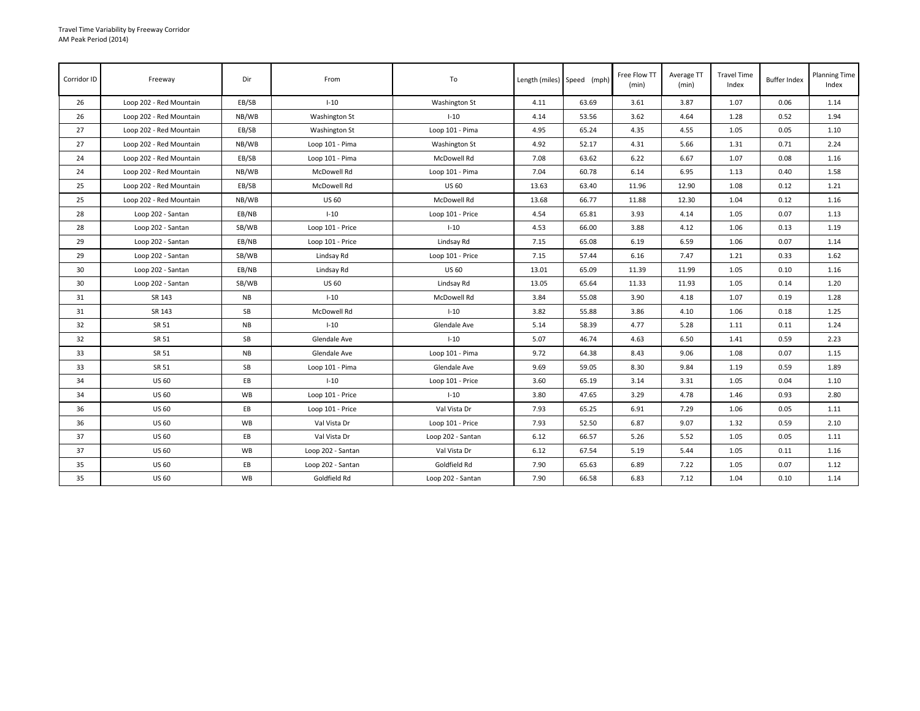Travel Time Variability by Freeway Corridor
AM Peak Period (2014)

| Corridor ID | Freeway | Dir | From | To | Length (miles) | Speed (mph) | Free Flow TT (min) | Average TT (min) | Travel Time Index | Buffer Index | Planning Time Index |
|---|---|---|---|---|---|---|---|---|---|---|---|
| 26 | Loop 202 - Red Mountain | EB/SB | I-10 | Washington St | 4.11 | 63.69 | 3.61 | 3.87 | 1.07 | 0.06 | 1.14 |
| 26 | Loop 202 - Red Mountain | NB/WB | Washington St | I-10 | 4.14 | 53.56 | 3.62 | 4.64 | 1.28 | 0.52 | 1.94 |
| 27 | Loop 202 - Red Mountain | EB/SB | Washington St | Loop 101 - Pima | 4.95 | 65.24 | 4.35 | 4.55 | 1.05 | 0.05 | 1.10 |
| 27 | Loop 202 - Red Mountain | NB/WB | Loop 101 - Pima | Washington St | 4.92 | 52.17 | 4.31 | 5.66 | 1.31 | 0.71 | 2.24 |
| 24 | Loop 202 - Red Mountain | EB/SB | Loop 101 - Pima | McDowell Rd | 7.08 | 63.62 | 6.22 | 6.67 | 1.07 | 0.08 | 1.16 |
| 24 | Loop 202 - Red Mountain | NB/WB | McDowell Rd | Loop 101 - Pima | 7.04 | 60.78 | 6.14 | 6.95 | 1.13 | 0.40 | 1.58 |
| 25 | Loop 202 - Red Mountain | EB/SB | McDowell Rd | US 60 | 13.63 | 63.40 | 11.96 | 12.90 | 1.08 | 0.12 | 1.21 |
| 25 | Loop 202 - Red Mountain | NB/WB | US 60 | McDowell Rd | 13.68 | 66.77 | 11.88 | 12.30 | 1.04 | 0.12 | 1.16 |
| 28 | Loop 202 - Santan | EB/NB | I-10 | Loop 101 - Price | 4.54 | 65.81 | 3.93 | 4.14 | 1.05 | 0.07 | 1.13 |
| 28 | Loop 202 - Santan | SB/WB | Loop 101 - Price | I-10 | 4.53 | 66.00 | 3.88 | 4.12 | 1.06 | 0.13 | 1.19 |
| 29 | Loop 202 - Santan | EB/NB | Loop 101 - Price | Lindsay Rd | 7.15 | 65.08 | 6.19 | 6.59 | 1.06 | 0.07 | 1.14 |
| 29 | Loop 202 - Santan | SB/WB | Lindsay Rd | Loop 101 - Price | 7.15 | 57.44 | 6.16 | 7.47 | 1.21 | 0.33 | 1.62 |
| 30 | Loop 202 - Santan | EB/NB | Lindsay Rd | US 60 | 13.01 | 65.09 | 11.39 | 11.99 | 1.05 | 0.10 | 1.16 |
| 30 | Loop 202 - Santan | SB/WB | US 60 | Lindsay Rd | 13.05 | 65.64 | 11.33 | 11.93 | 1.05 | 0.14 | 1.20 |
| 31 | SR 143 | NB | I-10 | McDowell Rd | 3.84 | 55.08 | 3.90 | 4.18 | 1.07 | 0.19 | 1.28 |
| 31 | SR 143 | SB | McDowell Rd | I-10 | 3.82 | 55.88 | 3.86 | 4.10 | 1.06 | 0.18 | 1.25 |
| 32 | SR 51 | NB | I-10 | Glendale Ave | 5.14 | 58.39 | 4.77 | 5.28 | 1.11 | 0.11 | 1.24 |
| 32 | SR 51 | SB | Glendale Ave | I-10 | 5.07 | 46.74 | 4.63 | 6.50 | 1.41 | 0.59 | 2.23 |
| 33 | SR 51 | NB | Glendale Ave | Loop 101 - Pima | 9.72 | 64.38 | 8.43 | 9.06 | 1.08 | 0.07 | 1.15 |
| 33 | SR 51 | SB | Loop 101 - Pima | Glendale Ave | 9.69 | 59.05 | 8.30 | 9.84 | 1.19 | 0.59 | 1.89 |
| 34 | US 60 | EB | I-10 | Loop 101 - Price | 3.60 | 65.19 | 3.14 | 3.31 | 1.05 | 0.04 | 1.10 |
| 34 | US 60 | WB | Loop 101 - Price | I-10 | 3.80 | 47.65 | 3.29 | 4.78 | 1.46 | 0.93 | 2.80 |
| 36 | US 60 | EB | Loop 101 - Price | Val Vista Dr | 7.93 | 65.25 | 6.91 | 7.29 | 1.06 | 0.05 | 1.11 |
| 36 | US 60 | WB | Val Vista Dr | Loop 101 - Price | 7.93 | 52.50 | 6.87 | 9.07 | 1.32 | 0.59 | 2.10 |
| 37 | US 60 | EB | Val Vista Dr | Loop 202 - Santan | 6.12 | 66.57 | 5.26 | 5.52 | 1.05 | 0.05 | 1.11 |
| 37 | US 60 | WB | Loop 202 - Santan | Val Vista Dr | 6.12 | 67.54 | 5.19 | 5.44 | 1.05 | 0.11 | 1.16 |
| 35 | US 60 | EB | Loop 202 - Santan | Goldfield Rd | 7.90 | 65.63 | 6.89 | 7.22 | 1.05 | 0.07 | 1.12 |
| 35 | US 60 | WB | Goldfield Rd | Loop 202 - Santan | 7.90 | 66.58 | 6.83 | 7.12 | 1.04 | 0.10 | 1.14 |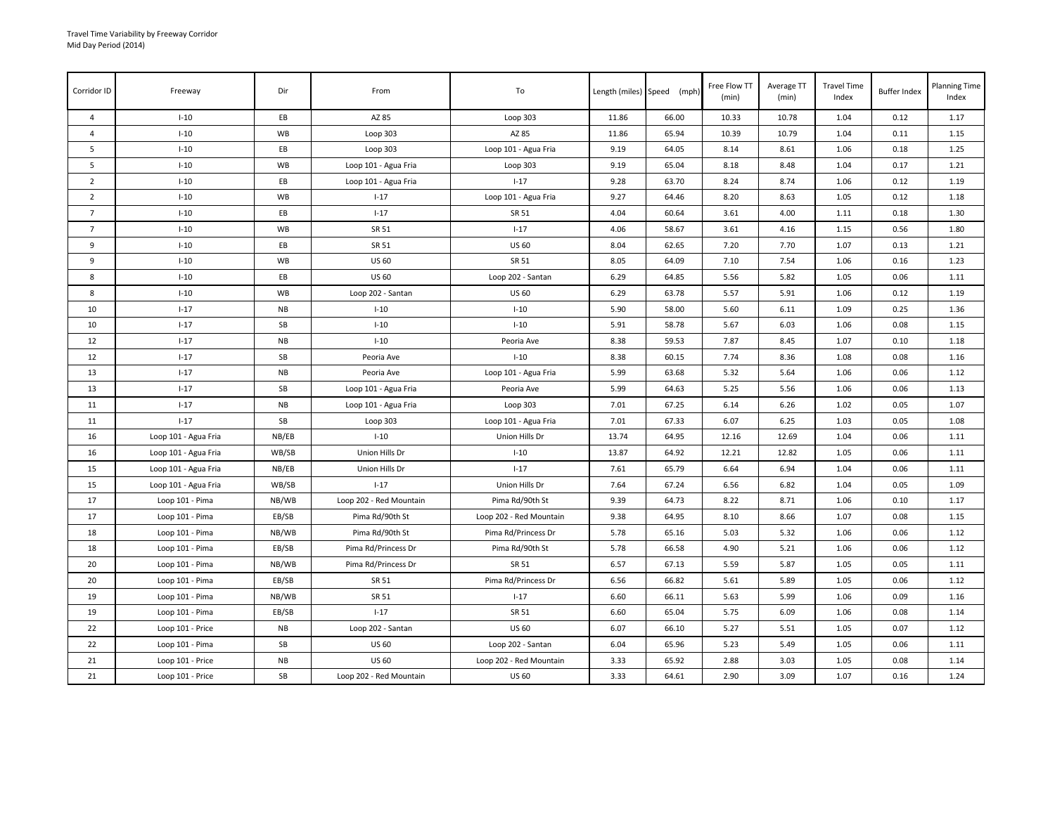Travel Time Variability by Freeway Corridor
Mid Day Period (2014)

| Corridor ID | Freeway | Dir | From | To | Length (miles) | Speed (mph) | Free Flow TT (min) | Average TT (min) | Travel Time Index | Buffer Index | Planning Time Index |
|---|---|---|---|---|---|---|---|---|---|---|---|
| 4 | I-10 | EB | AZ 85 | Loop 303 | 11.86 | 66.00 | 10.33 | 10.78 | 1.04 | 0.12 | 1.17 |
| 4 | I-10 | WB | Loop 303 | AZ 85 | 11.86 | 65.94 | 10.39 | 10.79 | 1.04 | 0.11 | 1.15 |
| 5 | I-10 | EB | Loop 303 | Loop 101 - Agua Fria | 9.19 | 64.05 | 8.14 | 8.61 | 1.06 | 0.18 | 1.25 |
| 5 | I-10 | WB | Loop 101 - Agua Fria | Loop 303 | 9.19 | 65.04 | 8.18 | 8.48 | 1.04 | 0.17 | 1.21 |
| 2 | I-10 | EB | Loop 101 - Agua Fria | I-17 | 9.28 | 63.70 | 8.24 | 8.74 | 1.06 | 0.12 | 1.19 |
| 2 | I-10 | WB | I-17 | Loop 101 - Agua Fria | 9.27 | 64.46 | 8.20 | 8.63 | 1.05 | 0.12 | 1.18 |
| 7 | I-10 | EB | I-17 | SR 51 | 4.04 | 60.64 | 3.61 | 4.00 | 1.11 | 0.18 | 1.30 |
| 7 | I-10 | WB | SR 51 | I-17 | 4.06 | 58.67 | 3.61 | 4.16 | 1.15 | 0.56 | 1.80 |
| 9 | I-10 | EB | SR 51 | US 60 | 8.04 | 62.65 | 7.20 | 7.70 | 1.07 | 0.13 | 1.21 |
| 9 | I-10 | WB | US 60 | SR 51 | 8.05 | 64.09 | 7.10 | 7.54 | 1.06 | 0.16 | 1.23 |
| 8 | I-10 | EB | US 60 | Loop 202 - Santan | 6.29 | 64.85 | 5.56 | 5.82 | 1.05 | 0.06 | 1.11 |
| 8 | I-10 | WB | Loop 202 - Santan | US 60 | 6.29 | 63.78 | 5.57 | 5.91 | 1.06 | 0.12 | 1.19 |
| 10 | I-17 | NB | I-10 | I-10 | 5.90 | 58.00 | 5.60 | 6.11 | 1.09 | 0.25 | 1.36 |
| 10 | I-17 | SB | I-10 | I-10 | 5.91 | 58.78 | 5.67 | 6.03 | 1.06 | 0.08 | 1.15 |
| 12 | I-17 | NB | I-10 | Peoria Ave | 8.38 | 59.53 | 7.87 | 8.45 | 1.07 | 0.10 | 1.18 |
| 12 | I-17 | SB | Peoria Ave | I-10 | 8.38 | 60.15 | 7.74 | 8.36 | 1.08 | 0.08 | 1.16 |
| 13 | I-17 | NB | Peoria Ave | Loop 101 - Agua Fria | 5.99 | 63.68 | 5.32 | 5.64 | 1.06 | 0.06 | 1.12 |
| 13 | I-17 | SB | Loop 101 - Agua Fria | Peoria Ave | 5.99 | 64.63 | 5.25 | 5.56 | 1.06 | 0.06 | 1.13 |
| 11 | I-17 | NB | Loop 101 - Agua Fria | Loop 303 | 7.01 | 67.25 | 6.14 | 6.26 | 1.02 | 0.05 | 1.07 |
| 11 | I-17 | SB | Loop 303 | Loop 101 - Agua Fria | 7.01 | 67.33 | 6.07 | 6.25 | 1.03 | 0.05 | 1.08 |
| 16 | Loop 101 - Agua Fria | NB/EB | I-10 | Union Hills Dr | 13.74 | 64.95 | 12.16 | 12.69 | 1.04 | 0.06 | 1.11 |
| 16 | Loop 101 - Agua Fria | WB/SB | Union Hills Dr | I-10 | 13.87 | 64.92 | 12.21 | 12.82 | 1.05 | 0.06 | 1.11 |
| 15 | Loop 101 - Agua Fria | NB/EB | Union Hills Dr | I-17 | 7.61 | 65.79 | 6.64 | 6.94 | 1.04 | 0.06 | 1.11 |
| 15 | Loop 101 - Agua Fria | WB/SB | I-17 | Union Hills Dr | 7.64 | 67.24 | 6.56 | 6.82 | 1.04 | 0.05 | 1.09 |
| 17 | Loop 101 - Pima | NB/WB | Loop 202 - Red Mountain | Pima Rd/90th St | 9.39 | 64.73 | 8.22 | 8.71 | 1.06 | 0.10 | 1.17 |
| 17 | Loop 101 - Pima | EB/SB | Pima Rd/90th St | Loop 202 - Red Mountain | 9.38 | 64.95 | 8.10 | 8.66 | 1.07 | 0.08 | 1.15 |
| 18 | Loop 101 - Pima | NB/WB | Pima Rd/90th St | Pima Rd/Princess Dr | 5.78 | 65.16 | 5.03 | 5.32 | 1.06 | 0.06 | 1.12 |
| 18 | Loop 101 - Pima | EB/SB | Pima Rd/Princess Dr | Pima Rd/90th St | 5.78 | 66.58 | 4.90 | 5.21 | 1.06 | 0.06 | 1.12 |
| 20 | Loop 101 - Pima | NB/WB | Pima Rd/Princess Dr | SR 51 | 6.57 | 67.13 | 5.59 | 5.87 | 1.05 | 0.05 | 1.11 |
| 20 | Loop 101 - Pima | EB/SB | SR 51 | Pima Rd/Princess Dr | 6.56 | 66.82 | 5.61 | 5.89 | 1.05 | 0.06 | 1.12 |
| 19 | Loop 101 - Pima | NB/WB | SR 51 | I-17 | 6.60 | 66.11 | 5.63 | 5.99 | 1.06 | 0.09 | 1.16 |
| 19 | Loop 101 - Pima | EB/SB | I-17 | SR 51 | 6.60 | 65.04 | 5.75 | 6.09 | 1.06 | 0.08 | 1.14 |
| 22 | Loop 101 - Price | NB | Loop 202 - Santan | US 60 | 6.07 | 66.10 | 5.27 | 5.51 | 1.05 | 0.07 | 1.12 |
| 22 | Loop 101 - Pima | SB | US 60 | Loop 202 - Santan | 6.04 | 65.96 | 5.23 | 5.49 | 1.05 | 0.06 | 1.11 |
| 21 | Loop 101 - Price | NB | US 60 | Loop 202 - Red Mountain | 3.33 | 65.92 | 2.88 | 3.03 | 1.05 | 0.08 | 1.14 |
| 21 | Loop 101 - Price | SB | Loop 202 - Red Mountain | US 60 | 3.33 | 64.61 | 2.90 | 3.09 | 1.07 | 0.16 | 1.24 |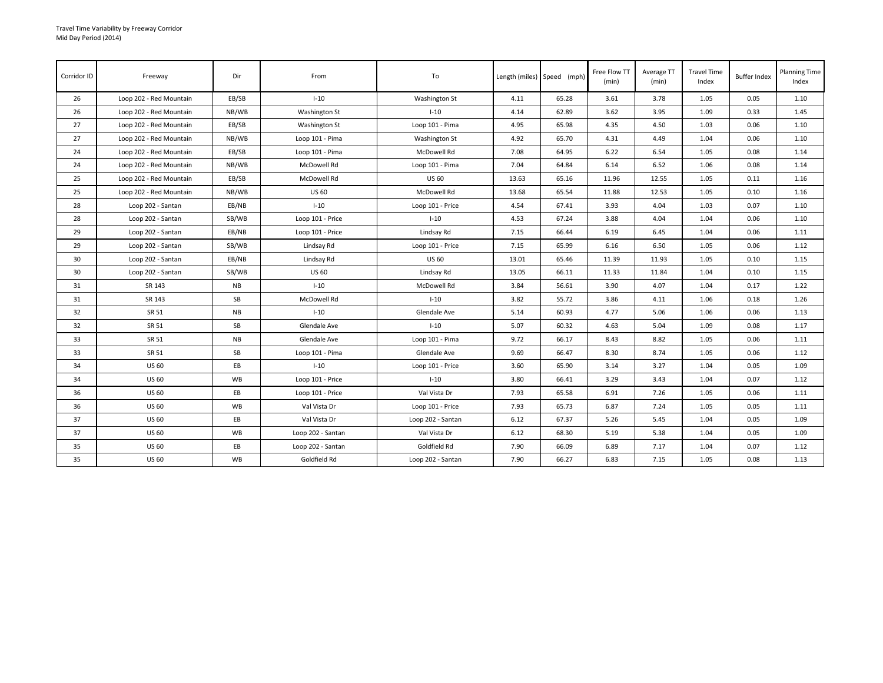Travel Time Variability by Freeway Corridor
Mid Day Period (2014)

| Corridor ID | Freeway | Dir | From | To | Length (miles) | Speed (mph) | Free Flow TT (min) | Average TT (min) | Travel Time Index | Buffer Index | Planning Time Index |
|---|---|---|---|---|---|---|---|---|---|---|---|
| 26 | Loop 202 - Red Mountain | EB/SB | I-10 | Washington St | 4.11 | 65.28 | 3.61 | 3.78 | 1.05 | 0.05 | 1.10 |
| 26 | Loop 202 - Red Mountain | NB/WB | Washington St | I-10 | 4.14 | 62.89 | 3.62 | 3.95 | 1.09 | 0.33 | 1.45 |
| 27 | Loop 202 - Red Mountain | EB/SB | Washington St | Loop 101 - Pima | 4.95 | 65.98 | 4.35 | 4.50 | 1.03 | 0.06 | 1.10 |
| 27 | Loop 202 - Red Mountain | NB/WB | Loop 101 - Pima | Washington St | 4.92 | 65.70 | 4.31 | 4.49 | 1.04 | 0.06 | 1.10 |
| 24 | Loop 202 - Red Mountain | EB/SB | Loop 101 - Pima | McDowell Rd | 7.08 | 64.95 | 6.22 | 6.54 | 1.05 | 0.08 | 1.14 |
| 24 | Loop 202 - Red Mountain | NB/WB | McDowell Rd | Loop 101 - Pima | 7.04 | 64.84 | 6.14 | 6.52 | 1.06 | 0.08 | 1.14 |
| 25 | Loop 202 - Red Mountain | EB/SB | McDowell Rd | US 60 | 13.63 | 65.16 | 11.96 | 12.55 | 1.05 | 0.11 | 1.16 |
| 25 | Loop 202 - Red Mountain | NB/WB | US 60 | McDowell Rd | 13.68 | 65.54 | 11.88 | 12.53 | 1.05 | 0.10 | 1.16 |
| 28 | Loop 202 - Santan | EB/NB | I-10 | Loop 101 - Price | 4.54 | 67.41 | 3.93 | 4.04 | 1.03 | 0.07 | 1.10 |
| 28 | Loop 202 - Santan | SB/WB | Loop 101 - Price | I-10 | 4.53 | 67.24 | 3.88 | 4.04 | 1.04 | 0.06 | 1.10 |
| 29 | Loop 202 - Santan | EB/NB | Loop 101 - Price | Lindsay Rd | 7.15 | 66.44 | 6.19 | 6.45 | 1.04 | 0.06 | 1.11 |
| 29 | Loop 202 - Santan | SB/WB | Lindsay Rd | Loop 101 - Price | 7.15 | 65.99 | 6.16 | 6.50 | 1.05 | 0.06 | 1.12 |
| 30 | Loop 202 - Santan | EB/NB | Lindsay Rd | US 60 | 13.01 | 65.46 | 11.39 | 11.93 | 1.05 | 0.10 | 1.15 |
| 30 | Loop 202 - Santan | SB/WB | US 60 | Lindsay Rd | 13.05 | 66.11 | 11.33 | 11.84 | 1.04 | 0.10 | 1.15 |
| 31 | SR 143 | NB | I-10 | McDowell Rd | 3.84 | 56.61 | 3.90 | 4.07 | 1.04 | 0.17 | 1.22 |
| 31 | SR 143 | SB | McDowell Rd | I-10 | 3.82 | 55.72 | 3.86 | 4.11 | 1.06 | 0.18 | 1.26 |
| 32 | SR 51 | NB | I-10 | Glendale Ave | 5.14 | 60.93 | 4.77 | 5.06 | 1.06 | 0.06 | 1.13 |
| 32 | SR 51 | SB | Glendale Ave | I-10 | 5.07 | 60.32 | 4.63 | 5.04 | 1.09 | 0.08 | 1.17 |
| 33 | SR 51 | NB | Glendale Ave | Loop 101 - Pima | 9.72 | 66.17 | 8.43 | 8.82 | 1.05 | 0.06 | 1.11 |
| 33 | SR 51 | SB | Loop 101 - Pima | Glendale Ave | 9.69 | 66.47 | 8.30 | 8.74 | 1.05 | 0.06 | 1.12 |
| 34 | US 60 | EB | I-10 | Loop 101 - Price | 3.60 | 65.90 | 3.14 | 3.27 | 1.04 | 0.05 | 1.09 |
| 34 | US 60 | WB | Loop 101 - Price | I-10 | 3.80 | 66.41 | 3.29 | 3.43 | 1.04 | 0.07 | 1.12 |
| 36 | US 60 | EB | Loop 101 - Price | Val Vista Dr | 7.93 | 65.58 | 6.91 | 7.26 | 1.05 | 0.06 | 1.11 |
| 36 | US 60 | WB | Val Vista Dr | Loop 101 - Price | 7.93 | 65.73 | 6.87 | 7.24 | 1.05 | 0.05 | 1.11 |
| 37 | US 60 | EB | Val Vista Dr | Loop 202 - Santan | 6.12 | 67.37 | 5.26 | 5.45 | 1.04 | 0.05 | 1.09 |
| 37 | US 60 | WB | Loop 202 - Santan | Val Vista Dr | 6.12 | 68.30 | 5.19 | 5.38 | 1.04 | 0.05 | 1.09 |
| 35 | US 60 | EB | Loop 202 - Santan | Goldfield Rd | 7.90 | 66.09 | 6.89 | 7.17 | 1.04 | 0.07 | 1.12 |
| 35 | US 60 | WB | Goldfield Rd | Loop 202 - Santan | 7.90 | 66.27 | 6.83 | 7.15 | 1.05 | 0.08 | 1.13 |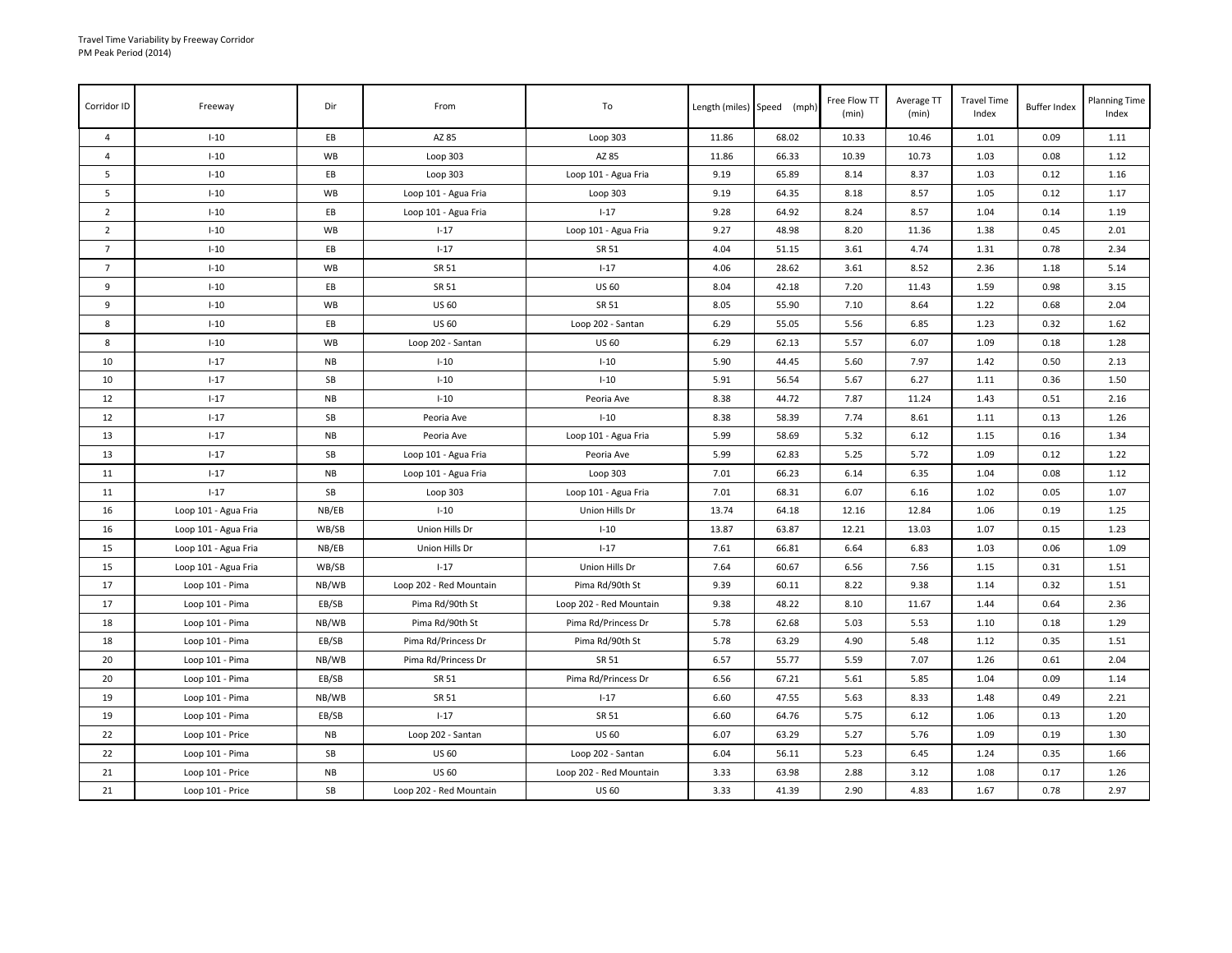Travel Time Variability by Freeway Corridor
PM Peak Period (2014)

| Corridor ID | Freeway | Dir | From | To | Length (miles) | Speed (mph) | Free Flow TT (min) | Average TT (min) | Travel Time Index | Buffer Index | Planning Time Index |
|---|---|---|---|---|---|---|---|---|---|---|---|
| 4 | I-10 | EB | AZ 85 | Loop 303 | 11.86 | 68.02 | 10.33 | 10.46 | 1.01 | 0.09 | 1.11 |
| 4 | I-10 | WB | Loop 303 | AZ 85 | 11.86 | 66.33 | 10.39 | 10.73 | 1.03 | 0.08 | 1.12 |
| 5 | I-10 | EB | Loop 303 | Loop 101 - Agua Fria | 9.19 | 65.89 | 8.14 | 8.37 | 1.03 | 0.12 | 1.16 |
| 5 | I-10 | WB | Loop 101 - Agua Fria | Loop 303 | 9.19 | 64.35 | 8.18 | 8.57 | 1.05 | 0.12 | 1.17 |
| 2 | I-10 | EB | Loop 101 - Agua Fria | I-17 | 9.28 | 64.92 | 8.24 | 8.57 | 1.04 | 0.14 | 1.19 |
| 2 | I-10 | WB | I-17 | Loop 101 - Agua Fria | 9.27 | 48.98 | 8.20 | 11.36 | 1.38 | 0.45 | 2.01 |
| 7 | I-10 | EB | I-17 | SR 51 | 4.04 | 51.15 | 3.61 | 4.74 | 1.31 | 0.78 | 2.34 |
| 7 | I-10 | WB | SR 51 | I-17 | 4.06 | 28.62 | 3.61 | 8.52 | 2.36 | 1.18 | 5.14 |
| 9 | I-10 | EB | SR 51 | US 60 | 8.04 | 42.18 | 7.20 | 11.43 | 1.59 | 0.98 | 3.15 |
| 9 | I-10 | WB | US 60 | SR 51 | 8.05 | 55.90 | 7.10 | 8.64 | 1.22 | 0.68 | 2.04 |
| 8 | I-10 | EB | US 60 | Loop 202 - Santan | 6.29 | 55.05 | 5.56 | 6.85 | 1.23 | 0.32 | 1.62 |
| 8 | I-10 | WB | Loop 202 - Santan | US 60 | 6.29 | 62.13 | 5.57 | 6.07 | 1.09 | 0.18 | 1.28 |
| 10 | I-17 | NB | I-10 | I-10 | 5.90 | 44.45 | 5.60 | 7.97 | 1.42 | 0.50 | 2.13 |
| 10 | I-17 | SB | I-10 | I-10 | 5.91 | 56.54 | 5.67 | 6.27 | 1.11 | 0.36 | 1.50 |
| 12 | I-17 | NB | I-10 | Peoria Ave | 8.38 | 44.72 | 7.87 | 11.24 | 1.43 | 0.51 | 2.16 |
| 12 | I-17 | SB | Peoria Ave | I-10 | 8.38 | 58.39 | 7.74 | 8.61 | 1.11 | 0.13 | 1.26 |
| 13 | I-17 | NB | Peoria Ave | Loop 101 - Agua Fria | 5.99 | 58.69 | 5.32 | 6.12 | 1.15 | 0.16 | 1.34 |
| 13 | I-17 | SB | Loop 101 - Agua Fria | Peoria Ave | 5.99 | 62.83 | 5.25 | 5.72 | 1.09 | 0.12 | 1.22 |
| 11 | I-17 | NB | Loop 101 - Agua Fria | Loop 303 | 7.01 | 66.23 | 6.14 | 6.35 | 1.04 | 0.08 | 1.12 |
| 11 | I-17 | SB | Loop 303 | Loop 101 - Agua Fria | 7.01 | 68.31 | 6.07 | 6.16 | 1.02 | 0.05 | 1.07 |
| 16 | Loop 101 - Agua Fria | NB/EB | I-10 | Union Hills Dr | 13.74 | 64.18 | 12.16 | 12.84 | 1.06 | 0.19 | 1.25 |
| 16 | Loop 101 - Agua Fria | WB/SB | Union Hills Dr | I-10 | 13.87 | 63.87 | 12.21 | 13.03 | 1.07 | 0.15 | 1.23 |
| 15 | Loop 101 - Agua Fria | NB/EB | Union Hills Dr | I-17 | 7.61 | 66.81 | 6.64 | 6.83 | 1.03 | 0.06 | 1.09 |
| 15 | Loop 101 - Agua Fria | WB/SB | I-17 | Union Hills Dr | 7.64 | 60.67 | 6.56 | 7.56 | 1.15 | 0.31 | 1.51 |
| 17 | Loop 101 - Pima | NB/WB | Loop 202 - Red Mountain | Pima Rd/90th St | 9.39 | 60.11 | 8.22 | 9.38 | 1.14 | 0.32 | 1.51 |
| 17 | Loop 101 - Pima | EB/SB | Pima Rd/90th St | Loop 202 - Red Mountain | 9.38 | 48.22 | 8.10 | 11.67 | 1.44 | 0.64 | 2.36 |
| 18 | Loop 101 - Pima | NB/WB | Pima Rd/90th St | Pima Rd/Princess Dr | 5.78 | 62.68 | 5.03 | 5.53 | 1.10 | 0.18 | 1.29 |
| 18 | Loop 101 - Pima | EB/SB | Pima Rd/Princess Dr | Pima Rd/90th St | 5.78 | 63.29 | 4.90 | 5.48 | 1.12 | 0.35 | 1.51 |
| 20 | Loop 101 - Pima | NB/WB | Pima Rd/Princess Dr | SR 51 | 6.57 | 55.77 | 5.59 | 7.07 | 1.26 | 0.61 | 2.04 |
| 20 | Loop 101 - Pima | EB/SB | SR 51 | Pima Rd/Princess Dr | 6.56 | 67.21 | 5.61 | 5.85 | 1.04 | 0.09 | 1.14 |
| 19 | Loop 101 - Pima | NB/WB | SR 51 | I-17 | 6.60 | 47.55 | 5.63 | 8.33 | 1.48 | 0.49 | 2.21 |
| 19 | Loop 101 - Pima | EB/SB | I-17 | SR 51 | 6.60 | 64.76 | 5.75 | 6.12 | 1.06 | 0.13 | 1.20 |
| 22 | Loop 101 - Price | NB | Loop 202 - Santan | US 60 | 6.07 | 63.29 | 5.27 | 5.76 | 1.09 | 0.19 | 1.30 |
| 22 | Loop 101 - Pima | SB | US 60 | Loop 202 - Santan | 6.04 | 56.11 | 5.23 | 6.45 | 1.24 | 0.35 | 1.66 |
| 21 | Loop 101 - Price | NB | US 60 | Loop 202 - Red Mountain | 3.33 | 63.98 | 2.88 | 3.12 | 1.08 | 0.17 | 1.26 |
| 21 | Loop 101 - Price | SB | Loop 202 - Red Mountain | US 60 | 3.33 | 41.39 | 2.90 | 4.83 | 1.67 | 0.78 | 2.97 |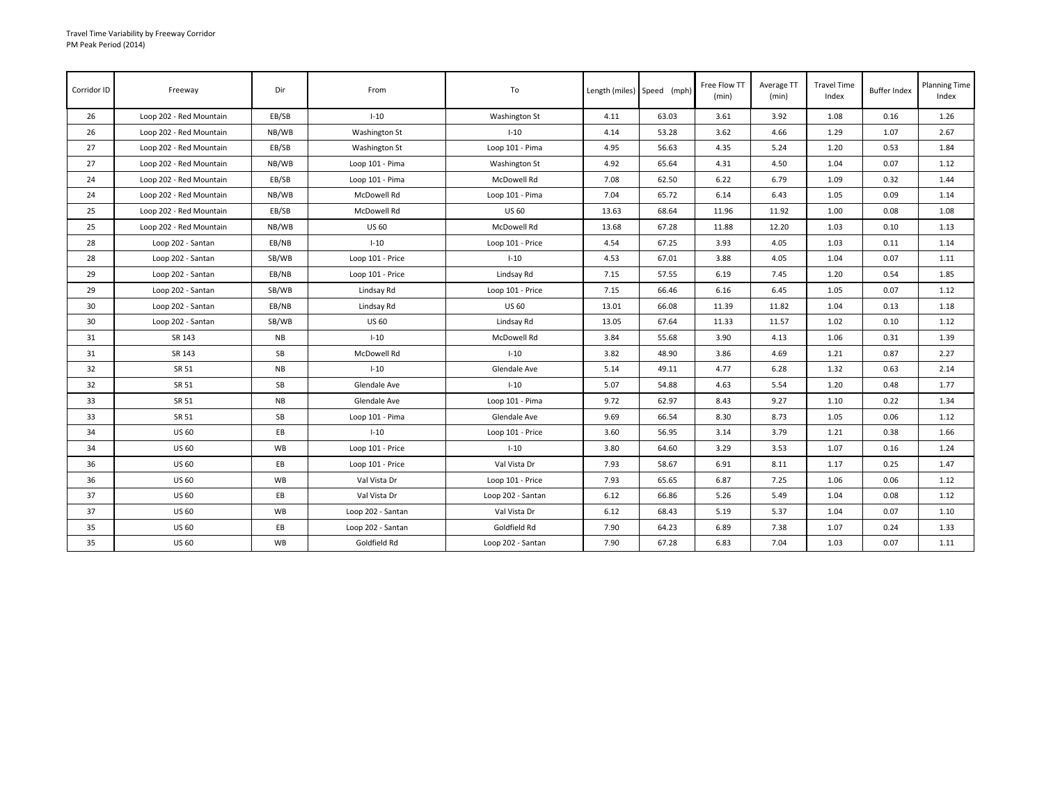Travel Time Variability by Freeway Corridor
PM Peak Period (2014)

| Corridor ID | Freeway | Dir | From | To | Length (miles) | Speed (mph) | Free Flow TT (min) | Average TT (min) | Travel Time Index | Buffer Index | Planning Time Index |
|---|---|---|---|---|---|---|---|---|---|---|---|
| 26 | Loop 202 - Red Mountain | EB/SB | I-10 | Washington St | 4.11 | 63.03 | 3.61 | 3.92 | 1.08 | 0.16 | 1.26 |
| 26 | Loop 202 - Red Mountain | NB/WB | Washington St | I-10 | 4.14 | 53.28 | 3.62 | 4.66 | 1.29 | 1.07 | 2.67 |
| 27 | Loop 202 - Red Mountain | EB/SB | Washington St | Loop 101 - Pima | 4.95 | 56.63 | 4.35 | 5.24 | 1.20 | 0.53 | 1.84 |
| 27 | Loop 202 - Red Mountain | NB/WB | Loop 101 - Pima | Washington St | 4.92 | 65.64 | 4.31 | 4.50 | 1.04 | 0.07 | 1.12 |
| 24 | Loop 202 - Red Mountain | EB/SB | Loop 101 - Pima | McDowell Rd | 7.08 | 62.50 | 6.22 | 6.79 | 1.09 | 0.32 | 1.44 |
| 24 | Loop 202 - Red Mountain | NB/WB | McDowell Rd | Loop 101 - Pima | 7.04 | 65.72 | 6.14 | 6.43 | 1.05 | 0.09 | 1.14 |
| 25 | Loop 202 - Red Mountain | EB/SB | McDowell Rd | US 60 | 13.63 | 68.64 | 11.96 | 11.92 | 1.00 | 0.08 | 1.08 |
| 25 | Loop 202 - Red Mountain | NB/WB | US 60 | McDowell Rd | 13.68 | 67.28 | 11.88 | 12.20 | 1.03 | 0.10 | 1.13 |
| 28 | Loop 202 - Santan | EB/NB | I-10 | Loop 101 - Price | 4.54 | 67.25 | 3.93 | 4.05 | 1.03 | 0.11 | 1.14 |
| 28 | Loop 202 - Santan | SB/WB | Loop 101 - Price | I-10 | 4.53 | 67.01 | 3.88 | 4.05 | 1.04 | 0.07 | 1.11 |
| 29 | Loop 202 - Santan | EB/NB | Loop 101 - Price | Lindsay Rd | 7.15 | 57.55 | 6.19 | 7.45 | 1.20 | 0.54 | 1.85 |
| 29 | Loop 202 - Santan | SB/WB | Lindsay Rd | Loop 101 - Price | 7.15 | 66.46 | 6.16 | 6.45 | 1.05 | 0.07 | 1.12 |
| 30 | Loop 202 - Santan | EB/NB | Lindsay Rd | US 60 | 13.01 | 66.08 | 11.39 | 11.82 | 1.04 | 0.13 | 1.18 |
| 30 | Loop 202 - Santan | SB/WB | US 60 | Lindsay Rd | 13.05 | 67.64 | 11.33 | 11.57 | 1.02 | 0.10 | 1.12 |
| 31 | SR 143 | NB | I-10 | McDowell Rd | 3.84 | 55.68 | 3.90 | 4.13 | 1.06 | 0.31 | 1.39 |
| 31 | SR 143 | SB | McDowell Rd | I-10 | 3.82 | 48.90 | 3.86 | 4.69 | 1.21 | 0.87 | 2.27 |
| 32 | SR 51 | NB | I-10 | Glendale Ave | 5.14 | 49.11 | 4.77 | 6.28 | 1.32 | 0.63 | 2.14 |
| 32 | SR 51 | SB | Glendale Ave | I-10 | 5.07 | 54.88 | 4.63 | 5.54 | 1.20 | 0.48 | 1.77 |
| 33 | SR 51 | NB | Glendale Ave | Loop 101 - Pima | 9.72 | 62.97 | 8.43 | 9.27 | 1.10 | 0.22 | 1.34 |
| 33 | SR 51 | SB | Loop 101 - Pima | Glendale Ave | 9.69 | 66.54 | 8.30 | 8.73 | 1.05 | 0.06 | 1.12 |
| 34 | US 60 | EB | I-10 | Loop 101 - Price | 3.60 | 56.95 | 3.14 | 3.79 | 1.21 | 0.38 | 1.66 |
| 34 | US 60 | WB | Loop 101 - Price | I-10 | 3.80 | 64.60 | 3.29 | 3.53 | 1.07 | 0.16 | 1.24 |
| 36 | US 60 | EB | Loop 101 - Price | Val Vista Dr | 7.93 | 58.67 | 6.91 | 8.11 | 1.17 | 0.25 | 1.47 |
| 36 | US 60 | WB | Val Vista Dr | Loop 101 - Price | 7.93 | 65.65 | 6.87 | 7.25 | 1.06 | 0.06 | 1.12 |
| 37 | US 60 | EB | Val Vista Dr | Loop 202 - Santan | 6.12 | 66.86 | 5.26 | 5.49 | 1.04 | 0.08 | 1.12 |
| 37 | US 60 | WB | Loop 202 - Santan | Val Vista Dr | 6.12 | 68.43 | 5.19 | 5.37 | 1.04 | 0.07 | 1.10 |
| 35 | US 60 | EB | Loop 202 - Santan | Goldfield Rd | 7.90 | 64.23 | 6.89 | 7.38 | 1.07 | 0.24 | 1.33 |
| 35 | US 60 | WB | Goldfield Rd | Loop 202 - Santan | 7.90 | 67.28 | 6.83 | 7.04 | 1.03 | 0.07 | 1.11 |